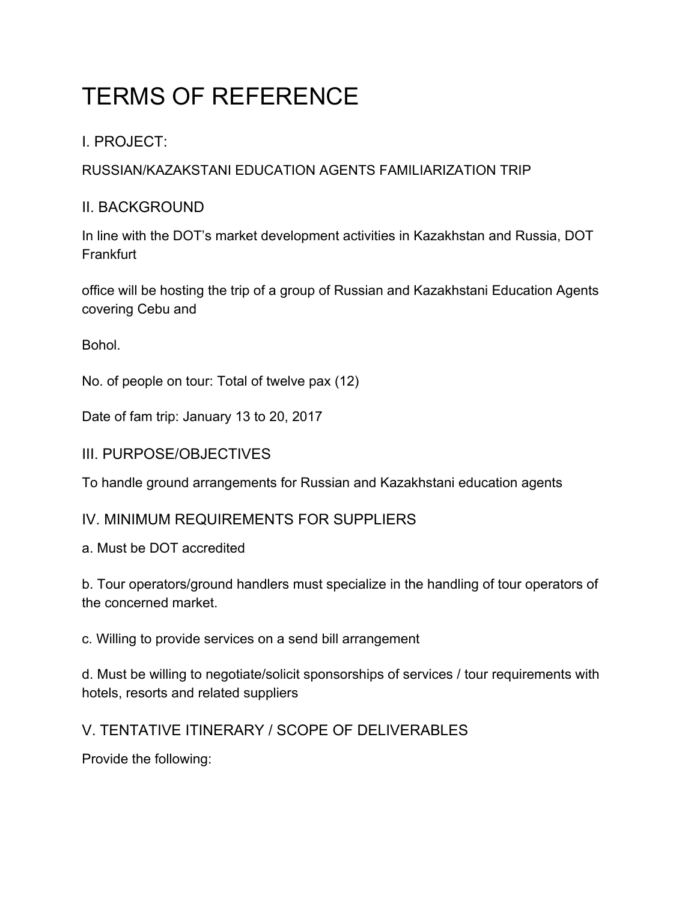# TERMS OF REFERENCE

## I. PROJECT:

RUSSIAN/KAZAKSTANI EDUCATION AGENTS FAMILIARIZATION TRIP

## II. BACKGROUND

In line with the DOT's market development activities in Kazakhstan and Russia, DOT Frankfurt

office will be hosting the trip of a group of Russian and Kazakhstani Education Agents covering Cebu and

Bohol.

No. of people on tour: Total of twelve pax (12)

Date of fam trip: January 13 to 20, 2017

## III. PURPOSE/OBJECTIVES

To handle ground arrangements for Russian and Kazakhstani education agents

## IV. MINIMUM REQUIREMENTS FOR SUPPLIERS

a. Must be DOT accredited

b. Tour operators/ground handlers must specialize in the handling of tour operators of the concerned market.

c. Willing to provide services on a send bill arrangement

d. Must be willing to negotiate/solicit sponsorships of services / tour requirements with hotels, resorts and related suppliers

## V. TENTATIVE ITINERARY / SCOPE OF DELIVERABLES

Provide the following: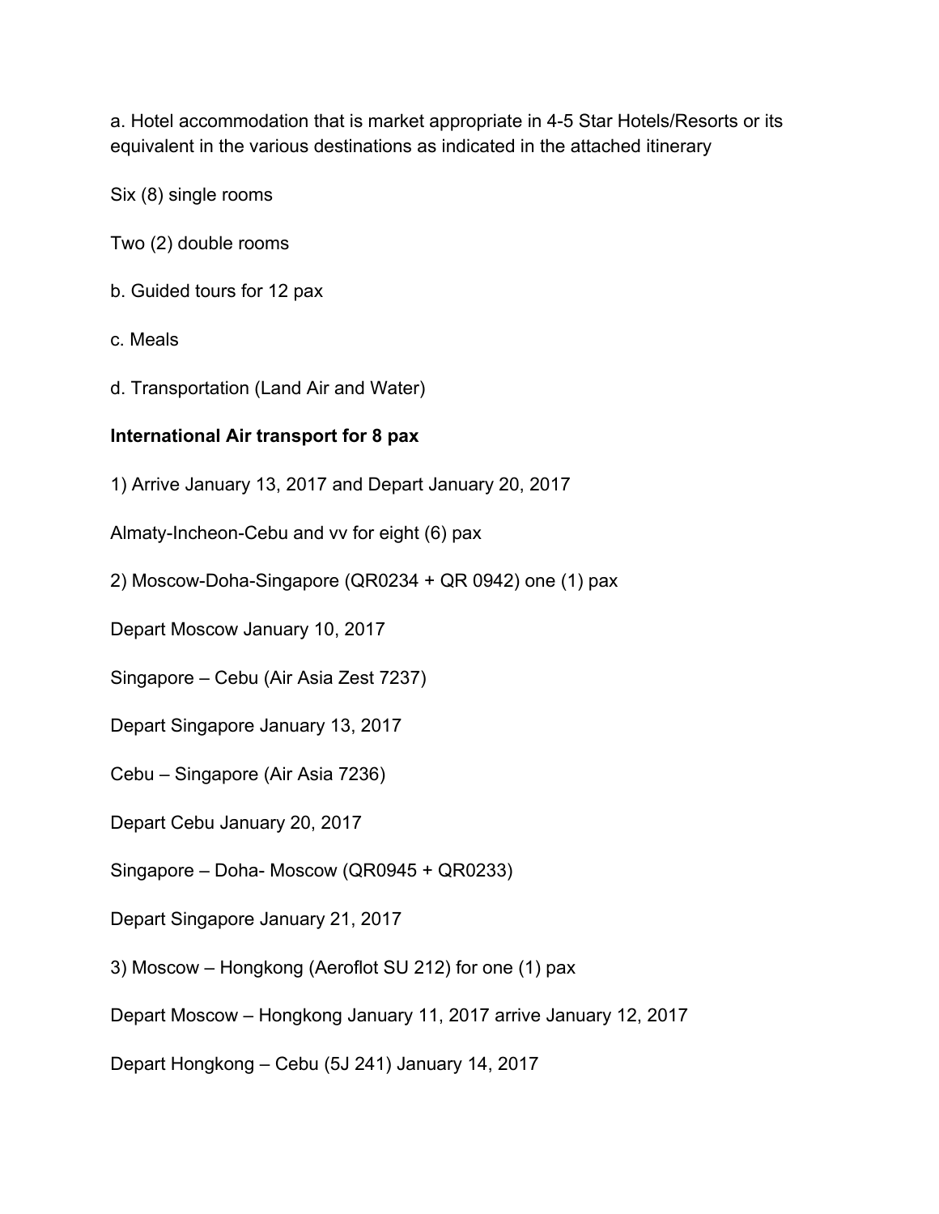a. Hotel accommodation that is market appropriate in 4-5 Star Hotels/Resorts or its equivalent in the various destinations as indicated in the attached itinerary

Six (8) single rooms

Two (2) double rooms

b. Guided tours for 12 pax

c. Meals

d. Transportation (Land Air and Water)

**International Air transport for 8 pax**

1) Arrive January 13, 2017 and Depart January 20, 2017

Almaty-Incheon-Cebu and vv for eight (6) pax

2) Moscow-Doha-Singapore (QR0234 + QR 0942) one (1) pax

Depart Moscow January 10, 2017

Singapore – Cebu (Air Asia Zest 7237)

Depart Singapore January 13, 2017

Cebu – Singapore (Air Asia 7236)

Depart Cebu January 20, 2017

Singapore – Doha- Moscow (QR0945 + QR0233)

Depart Singapore January 21, 2017

3) Moscow – Hongkong (Aeroflot SU 212) for one (1) pax

Depart Moscow – Hongkong January 11, 2017 arrive January 12, 2017

Depart Hongkong – Cebu (5J 241) January 14, 2017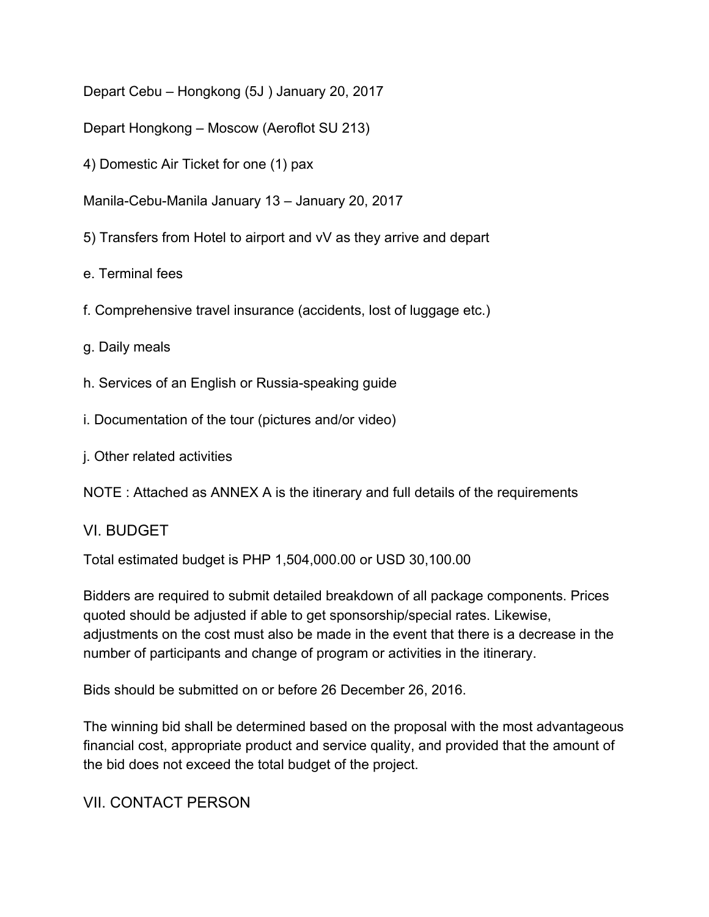Depart Cebu – Hongkong (5J ) January 20, 2017

Depart Hongkong – Moscow (Aeroflot SU 213)

4) Domestic Air Ticket for one (1) pax

Manila-Cebu-Manila January 13 – January 20, 2017

5) Transfers from Hotel to airport and vV as they arrive and depart

e. Terminal fees

f. Comprehensive travel insurance (accidents, lost of luggage etc.)

g. Daily meals

h. Services of an English or Russia-speaking guide

i. Documentation of the tour (pictures and/or video)

j. Other related activities

NOTE : Attached as ANNEX A is the itinerary and full details of the requirements

## VI. BUDGET

Total estimated budget is PHP 1,504,000.00 or USD 30,100.00

Bidders are required to submit detailed breakdown of all package components. Prices quoted should be adjusted if able to get sponsorship/special rates. Likewise, adjustments on the cost must also be made in the event that there is a decrease in the number of participants and change of program or activities in the itinerary.

Bids should be submitted on or before 26 December 26, 2016.

The winning bid shall be determined based on the proposal with the most advantageous financial cost, appropriate product and service quality, and provided that the amount of the bid does not exceed the total budget of the project.

## VII. CONTACT PERSON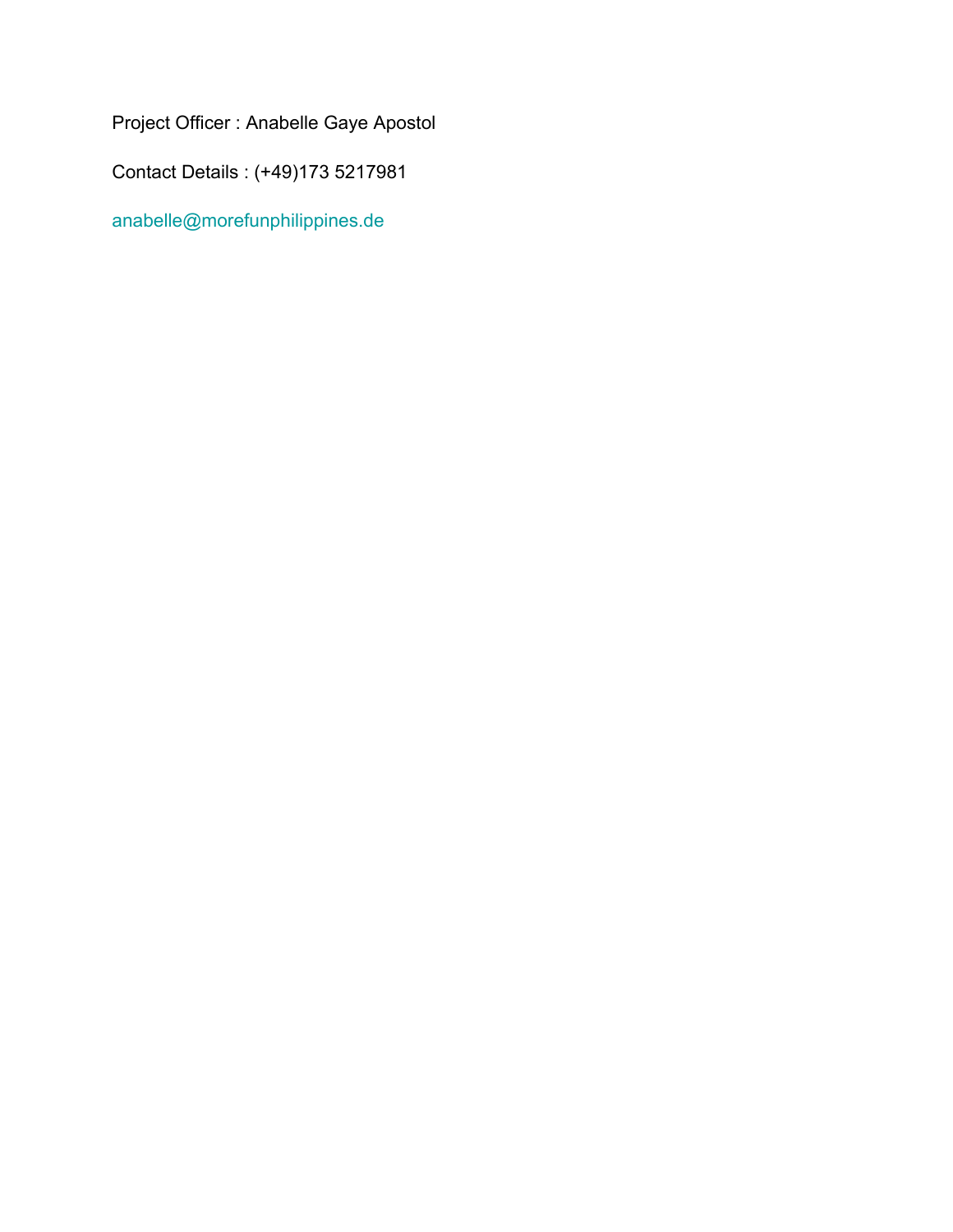Project Officer : Anabelle Gaye Apostol

Contact Details : (+49)173 5217981

anabelle@morefunphilippines.de